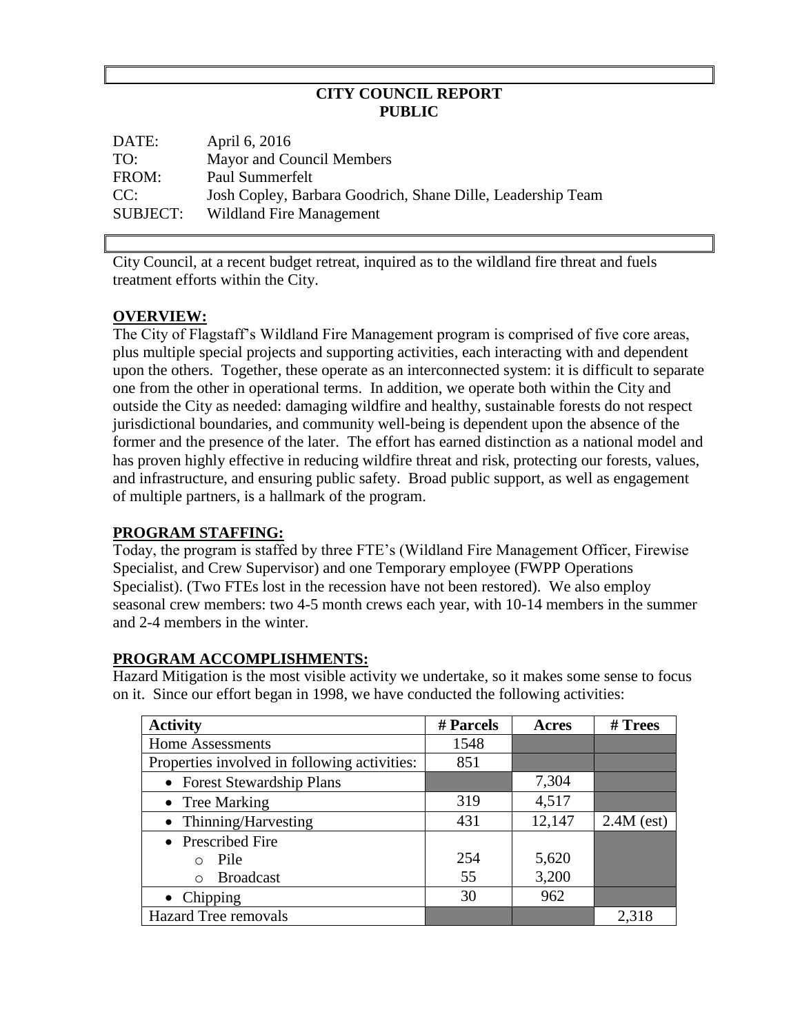**CITY COUNCIL REPORT**
**PUBLIC**

DATE: April 6, 2016
TO: Mayor and Council Members
FROM: Paul Summerfelt
CC: Josh Copley, Barbara Goodrich, Shane Dille, Leadership Team
SUBJECT: Wildland Fire Management

City Council, at a recent budget retreat, inquired as to the wildland fire threat and fuels treatment efforts within the City.

## OVERVIEW:

The City of Flagstaff's Wildland Fire Management program is comprised of five core areas, plus multiple special projects and supporting activities, each interacting with and dependent upon the others. Together, these operate as an interconnected system: it is difficult to separate one from the other in operational terms. In addition, we operate both within the City and outside the City as needed: damaging wildfire and healthy, sustainable forests do not respect jurisdictional boundaries, and community well-being is dependent upon the absence of the former and the presence of the later. The effort has earned distinction as a national model and has proven highly effective in reducing wildfire threat and risk, protecting our forests, values, and infrastructure, and ensuring public safety. Broad public support, as well as engagement of multiple partners, is a hallmark of the program.

## PROGRAM STAFFING:

Today, the program is staffed by three FTE's (Wildland Fire Management Officer, Firewise Specialist, and Crew Supervisor) and one Temporary employee (FWPP Operations Specialist). (Two FTEs lost in the recession have not been restored). We also employ seasonal crew members: two 4-5 month crews each year, with 10-14 members in the summer and 2-4 members in the winter.

## PROGRAM ACCOMPLISHMENTS:

Hazard Mitigation is the most visible activity we undertake, so it makes some sense to focus on it. Since our effort began in 1998, we have conducted the following activities:

| Activity | # Parcels | Acres | # Trees |
|---|---|---|---|
| Home Assessments | 1548 | | |
| Properties involved in following activities: | 851 | | |
| • Forest Stewardship Plans | | 7,304 | |
| • Tree Marking | 319 | 4,517 | |
| • Thinning/Harvesting | 431 | 12,147 | 2.4M (est) |
| • Prescribed Fire | | | |
| ○ Pile | 254 | 5,620 | |
| ○ Broadcast | 55 | 3,200 | |
| • Chipping | 30 | 962 | |
| Hazard Tree removals | | | 2,318 |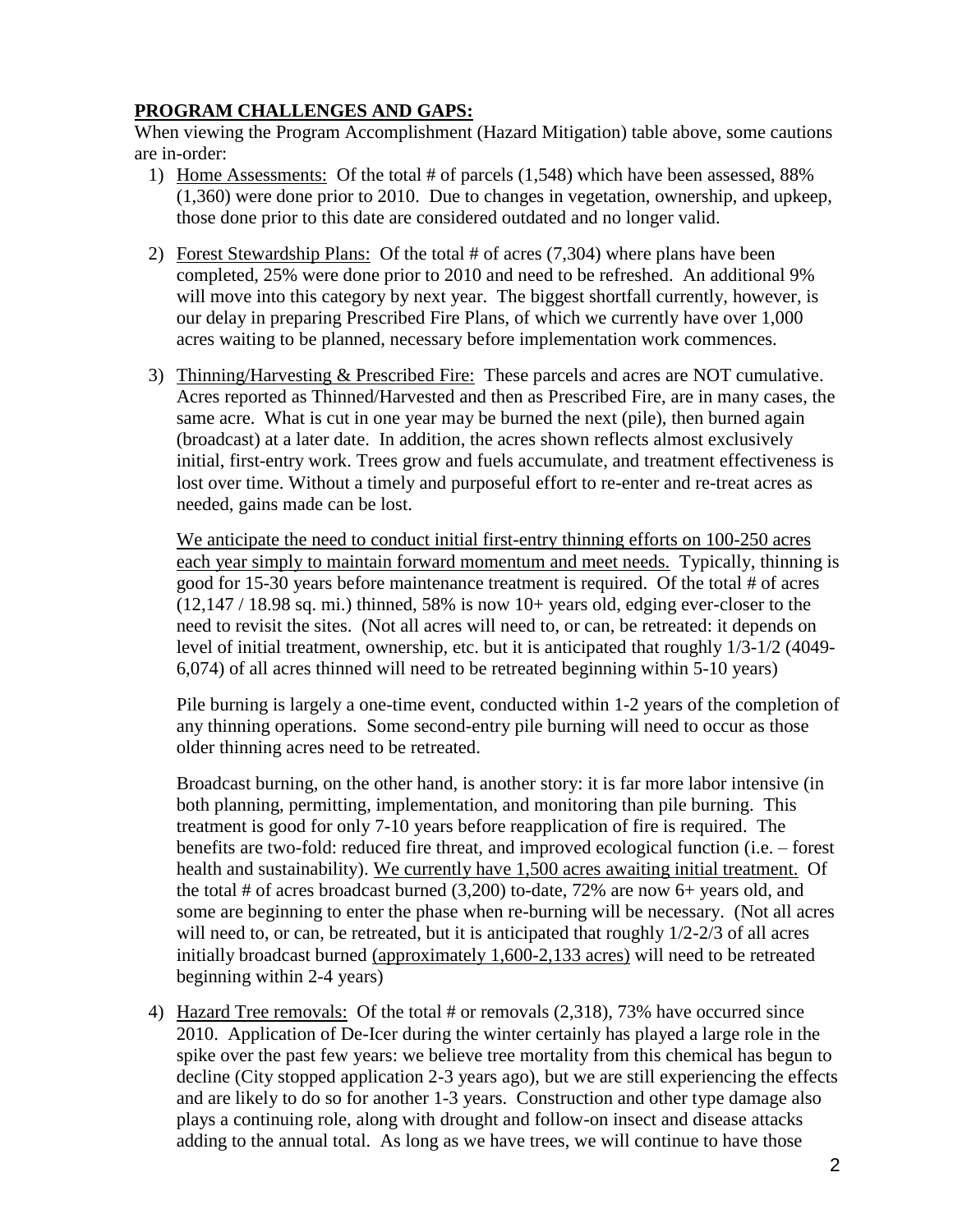## PROGRAM CHALLENGES AND GAPS:

When viewing the Program Accomplishment (Hazard Mitigation) table above, some cautions are in-order:

1) Home Assessments: Of the total # of parcels (1,548) which have been assessed, 88% (1,360) were done prior to 2010. Due to changes in vegetation, ownership, and upkeep, those done prior to this date are considered outdated and no longer valid.

2) Forest Stewardship Plans: Of the total # of acres (7,304) where plans have been completed, 25% were done prior to 2010 and need to be refreshed. An additional 9% will move into this category by next year. The biggest shortfall currently, however, is our delay in preparing Prescribed Fire Plans, of which we currently have over 1,000 acres waiting to be planned, necessary before implementation work commences.

3) Thinning/Harvesting & Prescribed Fire: These parcels and acres are NOT cumulative. Acres reported as Thinned/Harvested and then as Prescribed Fire, are in many cases, the same acre. What is cut in one year may be burned the next (pile), then burned again (broadcast) at a later date. In addition, the acres shown reflects almost exclusively initial, first-entry work. Trees grow and fuels accumulate, and treatment effectiveness is lost over time. Without a timely and purposeful effort to re-enter and re-treat acres as needed, gains made can be lost.

   We anticipate the need to conduct initial first-entry thinning efforts on 100-250 acres each year simply to maintain forward momentum and meet needs. Typically, thinning is good for 15-30 years before maintenance treatment is required. Of the total # of acres (12,147 / 18.98 sq. mi.) thinned, 58% is now 10+ years old, edging ever-closer to the need to revisit the sites. (Not all acres will need to, or can, be retreated: it depends on level of initial treatment, ownership, etc. but it is anticipated that roughly 1/3-1/2 (4049-6,074) of all acres thinned will need to be retreated beginning within 5-10 years)

   Pile burning is largely a one-time event, conducted within 1-2 years of the completion of any thinning operations. Some second-entry pile burning will need to occur as those older thinning acres need to be retreated.

   Broadcast burning, on the other hand, is another story: it is far more labor intensive (in both planning, permitting, implementation, and monitoring than pile burning. This treatment is good for only 7-10 years before reapplication of fire is required. The benefits are two-fold: reduced fire threat, and improved ecological function (i.e. – forest health and sustainability). We currently have 1,500 acres awaiting initial treatment. Of the total # of acres broadcast burned (3,200) to-date, 72% are now 6+ years old, and some are beginning to enter the phase when re-burning will be necessary. (Not all acres will need to, or can, be retreated, but it is anticipated that roughly 1/2-2/3 of all acres initially broadcast burned (approximately 1,600-2,133 acres) will need to be retreated beginning within 2-4 years)

4) Hazard Tree removals: Of the total # or removals (2,318), 73% have occurred since 2010. Application of De-Icer during the winter certainly has played a large role in the spike over the past few years: we believe tree mortality from this chemical has begun to decline (City stopped application 2-3 years ago), but we are still experiencing the effects and are likely to do so for another 1-3 years. Construction and other type damage also plays a continuing role, along with drought and follow-on insect and disease attacks adding to the annual total. As long as we have trees, we will continue to have those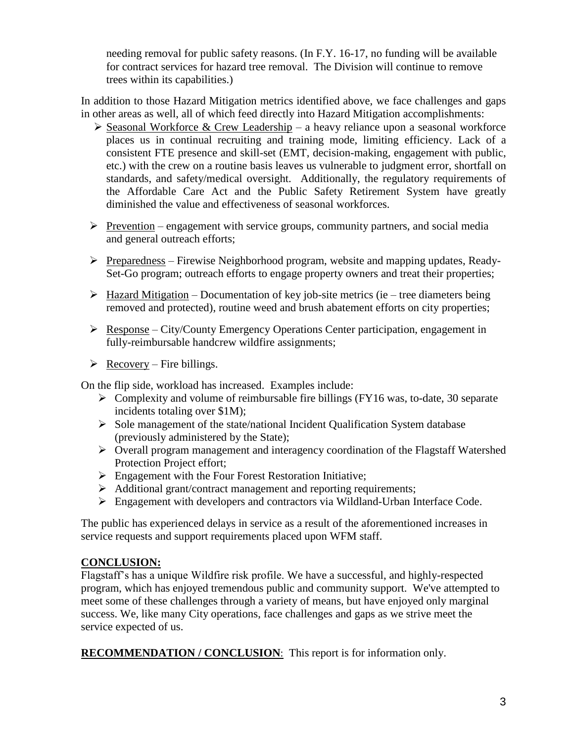needing removal for public safety reasons. (In F.Y. 16-17, no funding will be available for contract services for hazard tree removal. The Division will continue to remove trees within its capabilities.)

In addition to those Hazard Mitigation metrics identified above, we face challenges and gaps in other areas as well, all of which feed directly into Hazard Mitigation accomplishments:

- Seasonal Workforce & Crew Leadership – a heavy reliance upon a seasonal workforce places us in continual recruiting and training mode, limiting efficiency. Lack of a consistent FTE presence and skill-set (EMT, decision-making, engagement with public, etc.) with the crew on a routine basis leaves us vulnerable to judgment error, shortfall on standards, and safety/medical oversight. Additionally, the regulatory requirements of the Affordable Care Act and the Public Safety Retirement System have greatly diminished the value and effectiveness of seasonal workforces.
- Prevention – engagement with service groups, community partners, and social media and general outreach efforts;
- Preparedness – Firewise Neighborhood program, website and mapping updates, Ready-Set-Go program; outreach efforts to engage property owners and treat their properties;
- Hazard Mitigation – Documentation of key job-site metrics (ie – tree diameters being removed and protected), routine weed and brush abatement efforts on city properties;
- Response – City/County Emergency Operations Center participation, engagement in fully-reimbursable handcrew wildfire assignments;
- Recovery – Fire billings.

On the flip side, workload has increased. Examples include:

- Complexity and volume of reimbursable fire billings (FY16 was, to-date, 30 separate incidents totaling over $1M);
- Sole management of the state/national Incident Qualification System database (previously administered by the State);
- Overall program management and interagency coordination of the Flagstaff Watershed Protection Project effort;
- Engagement with the Four Forest Restoration Initiative;
- Additional grant/contract management and reporting requirements;
- Engagement with developers and contractors via Wildland-Urban Interface Code.

The public has experienced delays in service as a result of the aforementioned increases in service requests and support requirements placed upon WFM staff.

**CONCLUSION:**

Flagstaff's has a unique Wildfire risk profile. We have a successful, and highly-respected program, which has enjoyed tremendous public and community support. We've attempted to meet some of these challenges through a variety of means, but have enjoyed only marginal success. We, like many City operations, face challenges and gaps as we strive meet the service expected of us.

**RECOMMENDATION / CONCLUSION**: This report is for information only.